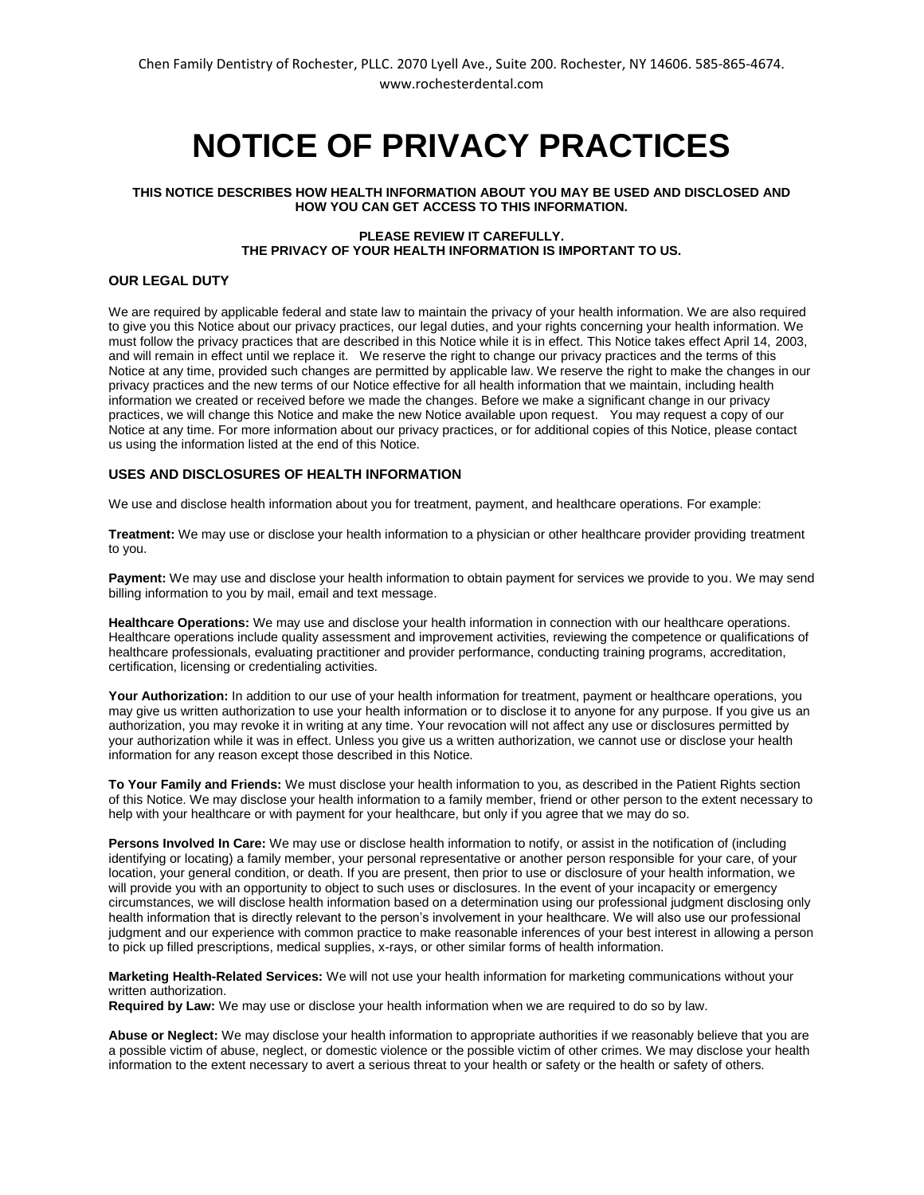Chen Family Dentistry of Rochester, PLLC. 2070 Lyell Ave., Suite 200. Rochester, NY 14606. 585-865-4674. www.rochesterdental.com

# NOTICE OF PRIVACY PRACTICES

**THIS NOTICE DESCRIBES HOW HEALTH INFORMATION ABOUT YOU MAY BE USED AND DISCLOSED AND HOW YOU CAN GET ACCESS TO THIS INFORMATION.**

**PLEASE REVIEW IT CAREFULLY.**
**THE PRIVACY OF YOUR HEALTH INFORMATION IS IMPORTANT TO US.**

### OUR LEGAL DUTY

We are required by applicable federal and state law to maintain the privacy of your health information. We are also required to give you this Notice about our privacy practices, our legal duties, and your rights concerning your health information. We must follow the privacy practices that are described in this Notice while it is in effect. This Notice takes effect April 14, 2003, and will remain in effect until we replace it. We reserve the right to change our privacy practices and the terms of this Notice at any time, provided such changes are permitted by applicable law. We reserve the right to make the changes in our privacy practices and the new terms of our Notice effective for all health information that we maintain, including health information we created or received before we made the changes. Before we make a significant change in our privacy practices, we will change this Notice and make the new Notice available upon request. You may request a copy of our Notice at any time. For more information about our privacy practices, or for additional copies of this Notice, please contact us using the information listed at the end of this Notice.

### USES AND DISCLOSURES OF HEALTH INFORMATION

We use and disclose health information about you for treatment, payment, and healthcare operations. For example:

**Treatment:** We may use or disclose your health information to a physician or other healthcare provider providing treatment to you.

**Payment:** We may use and disclose your health information to obtain payment for services we provide to you. We may send billing information to you by mail, email and text message.

**Healthcare Operations:** We may use and disclose your health information in connection with our healthcare operations. Healthcare operations include quality assessment and improvement activities, reviewing the competence or qualifications of healthcare professionals, evaluating practitioner and provider performance, conducting training programs, accreditation, certification, licensing or credentialing activities.

**Your Authorization:** In addition to our use of your health information for treatment, payment or healthcare operations, you may give us written authorization to use your health information or to disclose it to anyone for any purpose. If you give us an authorization, you may revoke it in writing at any time. Your revocation will not affect any use or disclosures permitted by your authorization while it was in effect. Unless you give us a written authorization, we cannot use or disclose your health information for any reason except those described in this Notice.

**To Your Family and Friends:** We must disclose your health information to you, as described in the Patient Rights section of this Notice. We may disclose your health information to a family member, friend or other person to the extent necessary to help with your healthcare or with payment for your healthcare, but only if you agree that we may do so.

**Persons Involved In Care:** We may use or disclose health information to notify, or assist in the notification of (including identifying or locating) a family member, your personal representative or another person responsible for your care, of your location, your general condition, or death. If you are present, then prior to use or disclosure of your health information, we will provide you with an opportunity to object to such uses or disclosures. In the event of your incapacity or emergency circumstances, we will disclose health information based on a determination using our professional judgment disclosing only health information that is directly relevant to the person's involvement in your healthcare. We will also use our professional judgment and our experience with common practice to make reasonable inferences of your best interest in allowing a person to pick up filled prescriptions, medical supplies, x-rays, or other similar forms of health information.

**Marketing Health-Related Services:** We will not use your health information for marketing communications without your written authorization.
**Required by Law:** We may use or disclose your health information when we are required to do so by law.

**Abuse or Neglect:** We may disclose your health information to appropriate authorities if we reasonably believe that you are a possible victim of abuse, neglect, or domestic violence or the possible victim of other crimes. We may disclose your health information to the extent necessary to avert a serious threat to your health or safety or the health or safety of others.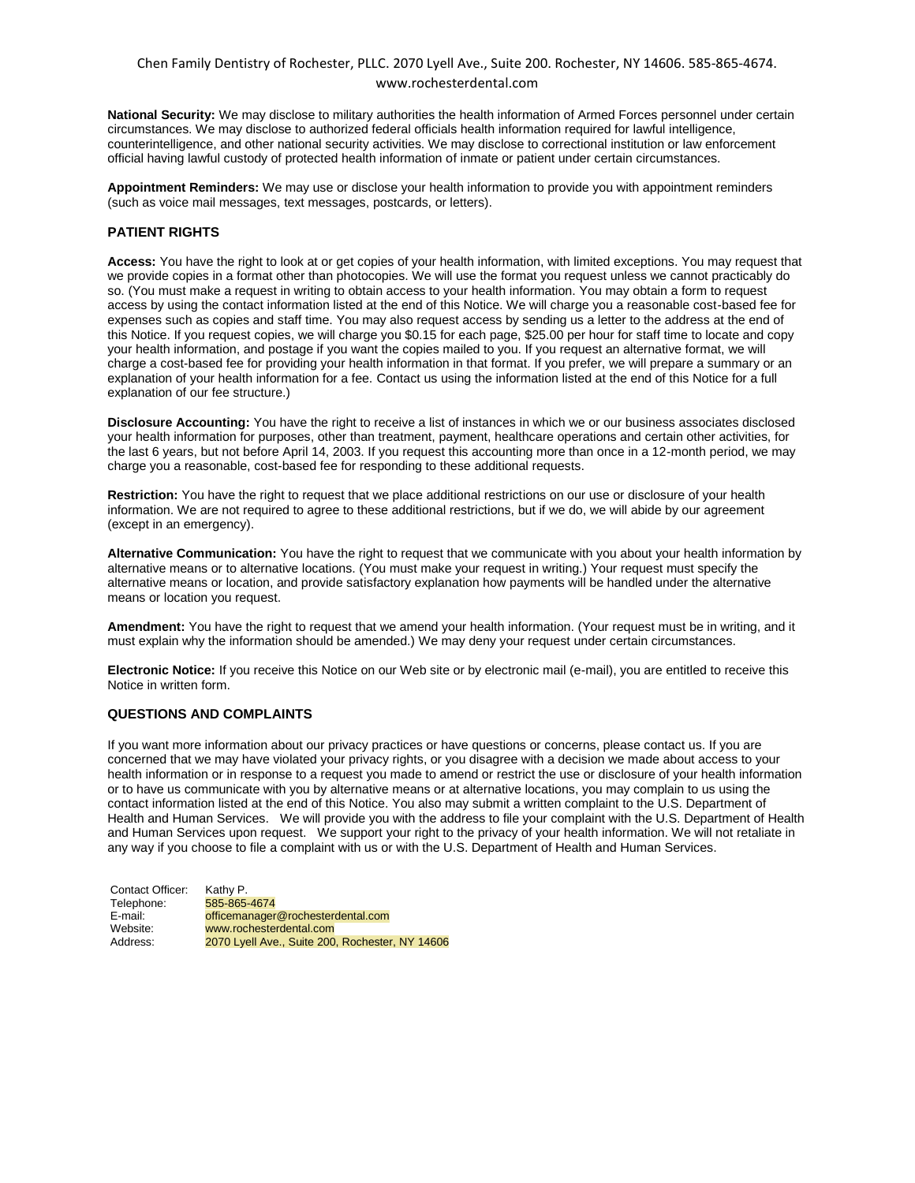**National Security:** We may disclose to military authorities the health information of Armed Forces personnel under certain circumstances. We may disclose to authorized federal officials health information required for lawful intelligence, counterintelligence, and other national security activities. We may disclose to correctional institution or law enforcement official having lawful custody of protected health information of inmate or patient under certain circumstances.

**Appointment Reminders:** We may use or disclose your health information to provide you with appointment reminders (such as voice mail messages, text messages, postcards, or letters).

## PATIENT RIGHTS

**Access:** You have the right to look at or get copies of your health information, with limited exceptions. You may request that we provide copies in a format other than photocopies. We will use the format you request unless we cannot practicably do so. (You must make a request in writing to obtain access to your health information. You may obtain a form to request access by using the contact information listed at the end of this Notice. We will charge you a reasonable cost-based fee for expenses such as copies and staff time. You may also request access by sending us a letter to the address at the end of this Notice. If you request copies, we will charge you $0.15 for each page, $25.00 per hour for staff time to locate and copy your health information, and postage if you want the copies mailed to you. If you request an alternative format, we will charge a cost-based fee for providing your health information in that format. If you prefer, we will prepare a summary or an explanation of your health information for a fee. Contact us using the information listed at the end of this Notice for a full explanation of our fee structure.)

**Disclosure Accounting:** You have the right to receive a list of instances in which we or our business associates disclosed your health information for purposes, other than treatment, payment, healthcare operations and certain other activities, for the last 6 years, but not before April 14, 2003. If you request this accounting more than once in a 12-month period, we may charge you a reasonable, cost-based fee for responding to these additional requests.

**Restriction:** You have the right to request that we place additional restrictions on our use or disclosure of your health information. We are not required to agree to these additional restrictions, but if we do, we will abide by our agreement (except in an emergency).

**Alternative Communication:** You have the right to request that we communicate with you about your health information by alternative means or to alternative locations. (You must make your request in writing.) Your request must specify the alternative means or location, and provide satisfactory explanation how payments will be handled under the alternative means or location you request.

**Amendment:** You have the right to request that we amend your health information. (Your request must be in writing, and it must explain why the information should be amended.) We may deny your request under certain circumstances.

**Electronic Notice:** If you receive this Notice on our Web site or by electronic mail (e-mail), you are entitled to receive this Notice in written form.

## QUESTIONS AND COMPLAINTS

If you want more information about our privacy practices or have questions or concerns, please contact us. If you are concerned that we may have violated your privacy rights, or you disagree with a decision we made about access to your health information or in response to a request you made to amend or restrict the use or disclosure of your health information or to have us communicate with you by alternative means or at alternative locations, you may complain to us using the contact information listed at the end of this Notice. You also may submit a written complaint to the U.S. Department of Health and Human Services. We will provide you with the address to file your complaint with the U.S. Department of Health and Human Services upon request. We support your right to the privacy of your health information. We will not retaliate in any way if you choose to file a complaint with us or with the U.S. Department of Health and Human Services.

| | |
|---|---|
| Contact Officer: | Kathy P. |
| Telephone: | 585-865-4674 |
| E-mail: | officemanager@rochesterdental.com |
| Website: | www.rochesterdental.com |
| Address: | 2070 Lyell Ave., Suite 200, Rochester, NY 14606 |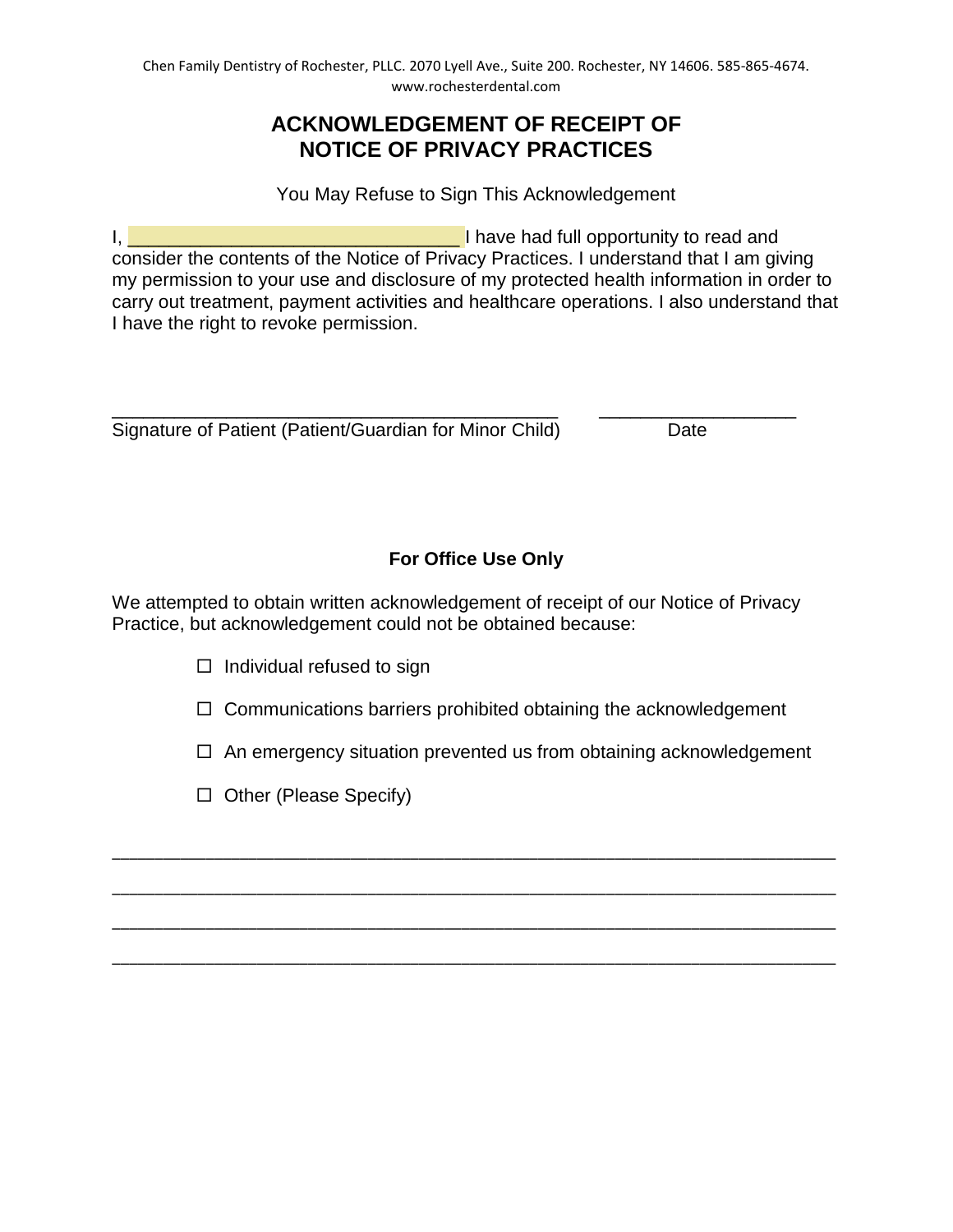Chen Family Dentistry of Rochester, PLLC. 2070 Lyell Ave., Suite 200. Rochester, NY 14606. 585-865-4674. www.rochesterdental.com

# ACKNOWLEDGEMENT OF RECEIPT OF NOTICE OF PRIVACY PRACTICES

You May Refuse to Sign This Acknowledgement

I, ________________________________ I have had full opportunity to read and consider the contents of the Notice of Privacy Practices. I understand that I am giving my permission to your use and disclosure of my protected health information in order to carry out treatment, payment activities and healthcare operations. I also understand that I have the right to revoke permission.

___________________________________________ ___________________

Signature of Patient (Patient/Guardian for Minor Child) Date

## For Office Use Only

We attempted to obtain written acknowledgement of receipt of our Notice of Privacy Practice, but acknowledgement could not be obtained because:

- ☐ Individual refused to sign
- ☐ Communications barriers prohibited obtaining the acknowledgement
- ☐ An emergency situation prevented us from obtaining acknowledgement
- ☐ Other (Please Specify)

______________________________________________________________________

______________________________________________________________________

______________________________________________________________________

______________________________________________________________________